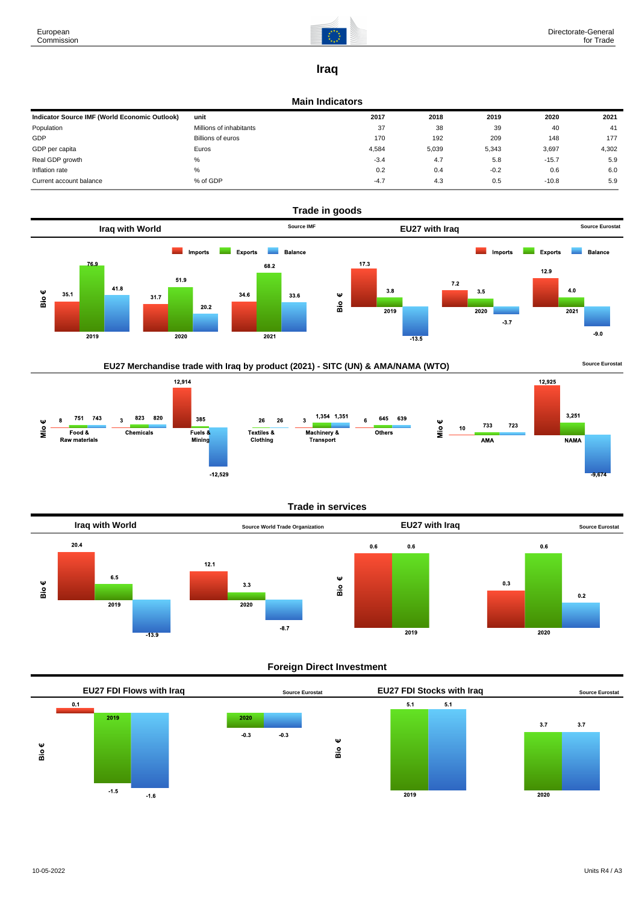# Iraq

## Main Indicators

| Indicator Source IMF (World Economic Outlook) | unit | 2017 | 2018 | 2019 | 2020 | 2021 |
|---|---|---|---|---|---|---|
| Population | Millions of inhabitants | 37 | 38 | 39 | 40 | 41 |
| GDP | Billions of euros | 170 | 192 | 209 | 148 | 177 |
| GDP per capita | Euros | 4,584 | 5,039 | 5,343 | 3,697 | 4,302 |
| Real GDP growth | % | -3.4 | 4.7 | 5.8 | -15.7 | 5.9 |
| Inflation rate | % | 0.2 | 0.4 | -0.2 | 0.6 | 6.0 |
| Current account balance | % of GDP | -4.7 | 4.3 | 0.5 | -10.8 | 5.9 |

## Trade in goods

### Iraq with World

Source IMF

Bio €

| | Imports | Exports | Balance |
|---|---|---|---|
| 2019 | 35.1 | 76.9 | 41.8 |
| 2020 | 31.7 | 51.9 | 20.2 |
| 2021 | 34.6 | 68.2 | 33.6 |

### EU27 with Iraq

Source Eurostat

Bio €

| | Imports | Exports | Balance |
|---|---|---|---|
| 2019 | 17.3 | 3.8 | -13.5 |
| 2020 | 7.2 | 3.5 | -3.7 |
| 2021 | 12.9 | 4.0 | -9.0 |

### EU27 Merchandise trade with Iraq by product (2021) - SITC (UN) & AMA/NAMA (WTO)

Source Eurostat

Mio €

| | Imports | Exports | Balance |
|---|---|---|---|
| Food & Raw materials | 8 | 751 | 743 |
| Chemicals | 3 | 823 | 820 |
| Fuels & Mining | 12,914 | 385 | -12,529 |
| Textiles & Clothing | | 26 | 26 |
| Machinery & Transport | 3 | 1,354 | 1,351 |
| Others | 6 | 645 | 639 |
| AMA | 10 | 733 | 723 |
| NAMA | 12,925 | 3,251 | -9,674 |

## Trade in services

### Iraq with World

Source World Trade Organization

Bio €

| | Imports | Exports | Balance |
|---|---|---|---|
| 2019 | 20.4 | 6.5 | -13.9 |
| 2020 | 12.1 | 3.3 | -8.7 |

### EU27 with Iraq

Source Eurostat

Bio €

| | Imports | Exports | Balance |
|---|---|---|---|
| 2019 | 0.6 | 0.6 | |
| 2020 | 0.3 | 0.6 | 0.2 |

## Foreign Direct Investment

### EU27 FDI Flows with Iraq

Source Eurostat

Bio €

| | | | |
|---|---|---|---|
| 2019 | 0.1 | -1.5 | -1.6 |
| 2020 | | -0.3 | -0.3 |

### EU27 FDI Stocks with Iraq

Source Eurostat

Bio €

| | | | |
|---|---|---|---|
| 2019 | | 5.1 | 5.1 |
| 2020 | | 3.7 | 3.7 |

10-05-2022 Units R4 / A3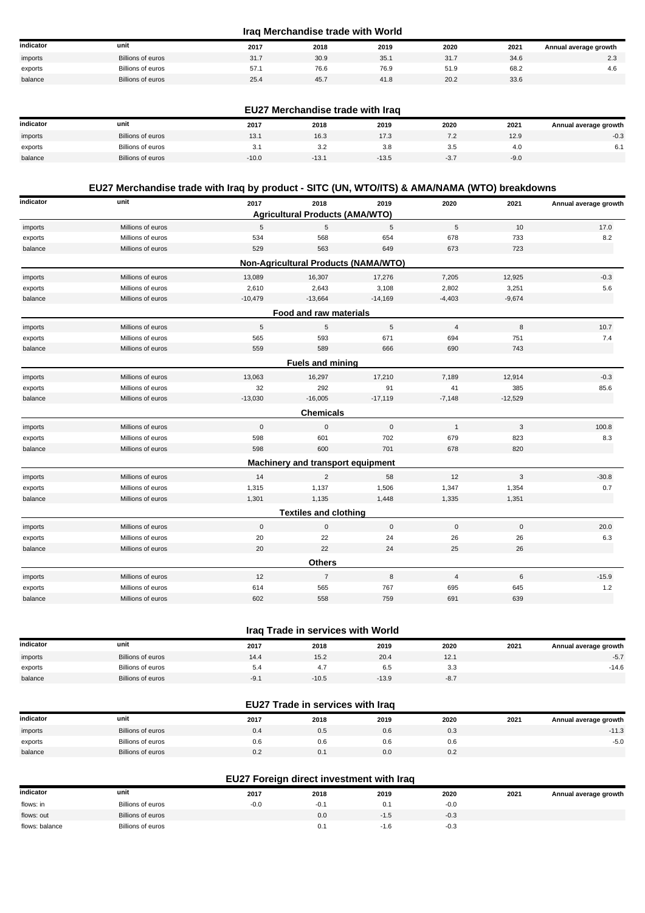## Iraq Merchandise trade with World

| indicator | unit | 2017 | 2018 | 2019 | 2020 | 2021 | Annual average growth |
|---|---|---|---|---|---|---|---|
| imports | Billions of euros | 31.7 | 30.9 | 35.1 | 31.7 | 34.6 | 2.3 |
| exports | Billions of euros | 57.1 | 76.6 | 76.9 | 51.9 | 68.2 | 4.6 |
| balance | Billions of euros | 25.4 | 45.7 | 41.8 | 20.2 | 33.6 | |

## EU27 Merchandise trade with Iraq

| indicator | unit | 2017 | 2018 | 2019 | 2020 | 2021 | Annual average growth |
|---|---|---|---|---|---|---|---|
| imports | Billions of euros | 13.1 | 16.3 | 17.3 | 7.2 | 12.9 | -0.3 |
| exports | Billions of euros | 3.1 | 3.2 | 3.8 | 3.5 | 4.0 | 6.1 |
| balance | Billions of euros | -10.0 | -13.1 | -13.5 | -3.7 | -9.0 | |

## EU27 Merchandise trade with Iraq by product - SITC (UN, WTO/ITS) & AMA/NAMA (WTO) breakdowns

| indicator | unit | 2017 | 2018 | 2019 | 2020 | 2021 | Annual average growth |
|---|---|---|---|---|---|---|---|
| **Agricultural Products (AMA/WTO)** | | | | | | | |
| imports | Millions of euros | 5 | 5 | 5 | 5 | 10 | 17.0 |
| exports | Millions of euros | 534 | 568 | 654 | 678 | 733 | 8.2 |
| balance | Millions of euros | 529 | 563 | 649 | 673 | 723 | |
| **Non-Agricultural Products (NAMA/WTO)** | | | | | | | |
| imports | Millions of euros | 13,089 | 16,307 | 17,276 | 7,205 | 12,925 | -0.3 |
| exports | Millions of euros | 2,610 | 2,643 | 3,108 | 2,802 | 3,251 | 5.6 |
| balance | Millions of euros | -10,479 | -13,664 | -14,169 | -4,403 | -9,674 | |
| **Food and raw materials** | | | | | | | |
| imports | Millions of euros | 5 | 5 | 5 | 4 | 8 | 10.7 |
| exports | Millions of euros | 565 | 593 | 671 | 694 | 751 | 7.4 |
| balance | Millions of euros | 559 | 589 | 666 | 690 | 743 | |
| **Fuels and mining** | | | | | | | |
| imports | Millions of euros | 13,063 | 16,297 | 17,210 | 7,189 | 12,914 | -0.3 |
| exports | Millions of euros | 32 | 292 | 91 | 41 | 385 | 85.6 |
| balance | Millions of euros | -13,030 | -16,005 | -17,119 | -7,148 | -12,529 | |
| **Chemicals** | | | | | | | |
| imports | Millions of euros | 0 | 0 | 0 | 1 | 3 | 100.8 |
| exports | Millions of euros | 598 | 601 | 702 | 679 | 823 | 8.3 |
| balance | Millions of euros | 598 | 600 | 701 | 678 | 820 | |
| **Machinery and transport equipment** | | | | | | | |
| imports | Millions of euros | 14 | 2 | 58 | 12 | 3 | -30.8 |
| exports | Millions of euros | 1,315 | 1,137 | 1,506 | 1,347 | 1,354 | 0.7 |
| balance | Millions of euros | 1,301 | 1,135 | 1,448 | 1,335 | 1,351 | |
| **Textiles and clothing** | | | | | | | |
| imports | Millions of euros | 0 | 0 | 0 | 0 | 0 | 20.0 |
| exports | Millions of euros | 20 | 22 | 24 | 26 | 26 | 6.3 |
| balance | Millions of euros | 20 | 22 | 24 | 25 | 26 | |
| **Others** | | | | | | | |
| imports | Millions of euros | 12 | 7 | 8 | 4 | 6 | -15.9 |
| exports | Millions of euros | 614 | 565 | 767 | 695 | 645 | 1.2 |
| balance | Millions of euros | 602 | 558 | 759 | 691 | 639 | |

## Iraq Trade in services with World

| indicator | unit | 2017 | 2018 | 2019 | 2020 | 2021 | Annual average growth |
|---|---|---|---|---|---|---|---|
| imports | Billions of euros | 14.4 | 15.2 | 20.4 | 12.1 | | -5.7 |
| exports | Billions of euros | 5.4 | 4.7 | 6.5 | 3.3 | | -14.6 |
| balance | Billions of euros | -9.1 | -10.5 | -13.9 | -8.7 | | |

## EU27 Trade in services with Iraq

| indicator | unit | 2017 | 2018 | 2019 | 2020 | 2021 | Annual average growth |
|---|---|---|---|---|---|---|---|
| imports | Billions of euros | 0.4 | 0.5 | 0.6 | 0.3 | | -11.3 |
| exports | Billions of euros | 0.6 | 0.6 | 0.6 | 0.6 | | -5.0 |
| balance | Billions of euros | 0.2 | 0.1 | 0.0 | 0.2 | | |

## EU27 Foreign direct investment with Iraq

| indicator | unit | 2017 | 2018 | 2019 | 2020 | 2021 | Annual average growth |
|---|---|---|---|---|---|---|---|
| flows: in | Billions of euros | -0.0 | -0.1 | 0.1 | -0.0 | | |
| flows: out | Billions of euros | | 0.0 | -1.5 | -0.3 | | |
| flows: balance | Billions of euros | | 0.1 | -1.6 | -0.3 | | |